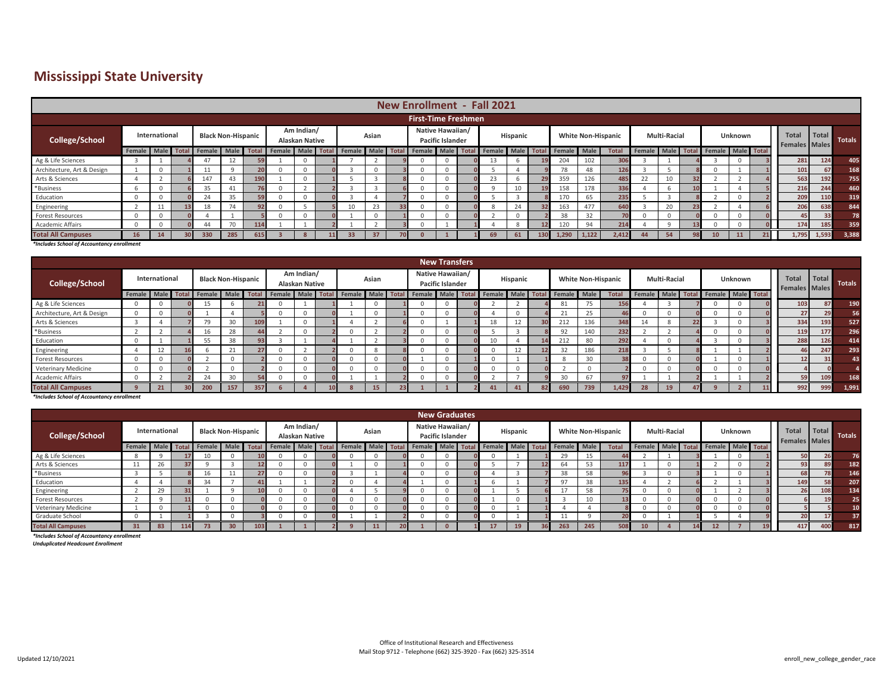# Mississippi State University

## New Enrollment - Fall 2021

### First-Time Freshmen

| College/School | International | | | Black Non-Hispanic | | | Am Indian/ Alaskan Native | | | Asian | | | Native Hawaiian/ Pacific Islander | | | Hispanic | | | White Non-Hispanic | | | Multi-Racial | | | Unknown | | | Total Females | Total Males | Totals |
|---|---|---|---|---|---|---|---|---|---|---|---|---|---|---|---|---|---|---|---|---|---|---|---|---|---|---|---|---|---|---|---|---|
| | Female | Male | Total | Female | Male | Total | Female | Male | Total | Female | Male | Total | Female | Male | Total | Female | Male | Total | Female | Male | Total | Female | Male | Total | Female | Male | Total | | | |
| Ag & Life Sciences | 3 | 1 | 4 | 47 | 12 | 59 | 1 | 0 | 1 | 7 | 2 | 9 | 0 | 0 | 0 | 13 | 6 | 19 | 204 | 102 | 306 | 3 | 1 | 4 | 3 | 0 | 3 | 281 | 124 | 405 |
| Architecture, Art & Design | 1 | 0 | 1 | 11 | 9 | 20 | 0 | 0 | 0 | 3 | 0 | 3 | 0 | 0 | 0 | 5 | 4 | 9 | 78 | 48 | 126 | 3 | 5 | 8 | 0 | 1 | 1 | 101 | 67 | 168 |
| Arts & Sciences | 4 | 2 | 6 | 147 | 43 | 190 | 1 | 0 | 1 | 5 | 3 | 8 | 0 | 0 | 0 | 23 | 6 | 29 | 359 | 126 | 485 | 22 | 10 | 32 | 2 | 2 | 4 | 563 | 192 | 755 |
| *Business | 6 | 0 | 6 | 35 | 41 | 76 | 0 | 2 | 2 | 3 | 3 | 6 | 0 | 0 | 0 | 9 | 10 | 19 | 158 | 178 | 336 | 4 | 6 | 10 | 1 | 4 | 5 | 216 | 244 | 460 |
| Education | 0 | 0 | 0 | 24 | 35 | 59 | 0 | 0 | 0 | 3 | 4 | 7 | 0 | 0 | 0 | 5 | 3 | 8 | 170 | 65 | 235 | 5 | 3 | 8 | 2 | 0 | 2 | 209 | 110 | 319 |
| Engineering | 2 | 11 | 13 | 18 | 74 | 92 | 0 | 5 | 5 | 10 | 23 | 33 | 0 | 0 | 0 | 8 | 24 | 32 | 163 | 477 | 640 | 3 | 20 | 23 | 2 | 4 | 6 | 206 | 638 | 844 |
| Forest Resources | 0 | 0 | 0 | 4 | 1 | 5 | 0 | 0 | 0 | 1 | 0 | 1 | 0 | 0 | 0 | 2 | 0 | 2 | 38 | 32 | 70 | 0 | 0 | 0 | 0 | 0 | 0 | 45 | 33 | 78 |
| Academic Affairs | 0 | 0 | 0 | 44 | 70 | 114 | 1 | 1 | 2 | 1 | 2 | 3 | 0 | 1 | 1 | 4 | 8 | 12 | 120 | 94 | 214 | 4 | 9 | 13 | 0 | 0 | 0 | 174 | 185 | 359 |
| **Total All Campuses** | **16** | **14** | **30** | **330** | **285** | **615** | **3** | **8** | **11** | **33** | **37** | **70** | **0** | **1** | **1** | **69** | **61** | **130** | **1,290** | **1,122** | **2,412** | **44** | **54** | **98** | **10** | **11** | **21** | **1,795** | **1,593** | **3,388** |

*\*Includes School of Accountancy enrollment*

### New Transfers

| College/School | International | | | Black Non-Hispanic | | | Am Indian/ Alaskan Native | | | Asian | | | Native Hawaiian/ Pacific Islander | | | Hispanic | | | White Non-Hispanic | | | Multi-Racial | | | Unknown | | | Total Females | Total Males | Totals |
|---|---|---|---|---|---|---|---|---|---|---|---|---|---|---|---|---|---|---|---|---|---|---|---|---|---|---|---|---|---|---|---|---|
| | Female | Male | Total | Female | Male | Total | Female | Male | Total | Female | Male | Total | Female | Male | Total | Female | Male | Total | Female | Male | Total | Female | Male | Total | Female | Male | Total | | | |
| Ag & Life Sciences | 0 | 0 | 0 | 15 | 6 | 21 | 0 | 1 | 1 | 1 | 0 | 1 | 0 | 0 | 0 | 2 | 2 | 4 | 81 | 75 | 156 | 4 | 3 | 7 | 0 | 0 | 0 | 103 | 87 | 190 |
| Architecture, Art & Design | 0 | 0 | 0 | 1 | 4 | 5 | 0 | 0 | 0 | 1 | 0 | 1 | 0 | 0 | 0 | 4 | 0 | 4 | 21 | 25 | 46 | 0 | 0 | 0 | 0 | 0 | 0 | 27 | 29 | 56 |
| Arts & Sciences | 3 | 4 | 7 | 79 | 30 | 109 | 1 | 0 | 1 | 4 | 2 | 6 | 0 | 1 | 1 | 18 | 12 | 30 | 212 | 136 | 348 | 14 | 8 | 22 | 3 | 0 | 3 | 334 | 193 | 527 |
| *Business | 2 | 2 | 4 | 16 | 28 | 44 | 2 | 0 | 2 | 0 | 2 | 2 | 0 | 0 | 0 | 5 | 3 | 8 | 92 | 140 | 232 | 2 | 2 | 4 | 0 | 0 | 0 | 119 | 177 | 296 |
| Education | 0 | 1 | 1 | 55 | 38 | 93 | 3 | 1 | 4 | 1 | 2 | 3 | 0 | 0 | 0 | 10 | 4 | 14 | 212 | 80 | 292 | 4 | 0 | 4 | 3 | 0 | 3 | 288 | 126 | 414 |
| Engineering | 4 | 12 | 16 | 6 | 21 | 27 | 0 | 2 | 2 | 0 | 8 | 8 | 0 | 0 | 0 | 0 | 12 | 12 | 32 | 186 | 218 | 3 | 5 | 8 | 1 | 1 | 2 | 46 | 247 | 293 |
| Forest Resources | 0 | 0 | 0 | 2 | 0 | 2 | 0 | 0 | 0 | 0 | 0 | 0 | 1 | 0 | 1 | 0 | 1 | 1 | 8 | 30 | 38 | 0 | 0 | 0 | 1 | 0 | 1 | 12 | 31 | 43 |
| Veterinary Medicine | 0 | 0 | 0 | 2 | 0 | 2 | 0 | 0 | 0 | 0 | 0 | 0 | 0 | 0 | 0 | 0 | 0 | 0 | 2 | 0 | 2 | 0 | 0 | 0 | 0 | 0 | 0 | 4 | 0 | 4 |
| Academic Affairs | 0 | 2 | 2 | 24 | 30 | 54 | 0 | 0 | 0 | 1 | 1 | 2 | 0 | 0 | 0 | 2 | 7 | 9 | 30 | 67 | 97 | 1 | 1 | 2 | 1 | 1 | 2 | 59 | 109 | 168 |
| **Total All Campuses** | **9** | **21** | **30** | **200** | **157** | **357** | **6** | **4** | **10** | **8** | **15** | **23** | **1** | **1** | **2** | **41** | **41** | **82** | **690** | **739** | **1,429** | **28** | **19** | **47** | **9** | **2** | **11** | **992** | **999** | **1,991** |

*\*Includes School of Accountancy enrollment*

### New Graduates

| College/School | International | | | Black Non-Hispanic | | | Am Indian/ Alaskan Native | | | Asian | | | Native Hawaiian/ Pacific Islander | | | Hispanic | | | White Non-Hispanic | | | Multi-Racial | | | Unknown | | | Total Females | Total Males | Totals |
|---|---|---|---|---|---|---|---|---|---|---|---|---|---|---|---|---|---|---|---|---|---|---|---|---|---|---|---|---|---|---|---|---|
| | Female | Male | Total | Female | Male | Total | Female | Male | Total | Female | Male | Total | Female | Male | Total | Female | Male | Total | Female | Male | Total | Female | Male | Total | Female | Male | Total | | | |
| Ag & Life Sciences | 8 | 9 | 17 | 10 | 0 | 10 | 0 | 0 | 0 | 0 | 0 | 0 | 0 | 0 | 0 | 0 | 1 | 1 | 29 | 15 | 44 | 2 | 1 | 3 | 1 | 0 | 1 | 50 | 26 | 76 |
| Arts & Sciences | 11 | 26 | 37 | 9 | 3 | 12 | 0 | 0 | 0 | 1 | 0 | 1 | 0 | 0 | 0 | 5 | 7 | 12 | 64 | 53 | 117 | 1 | 0 | 1 | 2 | 0 | 2 | 93 | 89 | 182 |
| *Business | 3 | 5 | 8 | 16 | 11 | 27 | 0 | 0 | 0 | 3 | 1 | 4 | 0 | 0 | 0 | 4 | 3 | 7 | 38 | 58 | 96 | 3 | 0 | 3 | 1 | 0 | 1 | 68 | 78 | 146 |
| Education | 4 | 4 | 8 | 34 | 7 | 41 | 1 | 1 | 2 | 0 | 4 | 4 | 1 | 0 | 1 | 6 | 1 | 7 | 97 | 38 | 135 | 4 | 2 | 6 | 2 | 1 | 3 | 149 | 58 | 207 |
| Engineering | 2 | 29 | 31 | 1 | 9 | 10 | 0 | 0 | 0 | 4 | 5 | 9 | 0 | 0 | 0 | 1 | 5 | 6 | 17 | 58 | 75 | 0 | 0 | 0 | 1 | 2 | 3 | 26 | 108 | 134 |
| Forest Resources | 2 | 9 | 11 | 0 | 0 | 0 | 0 | 0 | 0 | 0 | 0 | 0 | 0 | 0 | 0 | 1 | 0 | 1 | 3 | 10 | 13 | 0 | 0 | 0 | 0 | 0 | 0 | 6 | 19 | 25 |
| Veterinary Medicine | 1 | 0 | 1 | 0 | 0 | 0 | 0 | 0 | 0 | 0 | 0 | 0 | 0 | 0 | 0 | 0 | 1 | 1 | 4 | 4 | 8 | 0 | 0 | 0 | 0 | 0 | 0 | 5 | 5 | 10 |
| Graduate School | 0 | 1 | 1 | 3 | 0 | 3 | 0 | 0 | 0 | 1 | 1 | 2 | 0 | 0 | 0 | 0 | 1 | 1 | 11 | 9 | 20 | 0 | 1 | 1 | 5 | 4 | 9 | 20 | 17 | 37 |
| **Total All Campuses** | **31** | **83** | **114** | **73** | **30** | **103** | **1** | **1** | **2** | **9** | **11** | **20** | **1** | **0** | **1** | **17** | **19** | **36** | **263** | **245** | **508** | **10** | **4** | **14** | **12** | **7** | **19** | **417** | **400** | **817** |

*\*Includes School of Accountancy enrollment*

*Unduplicated Headcount Enrollment*

Office of Institutional Research and Effectiveness
Mail Stop 9712 - Telephone (662) 325-3920 - Fax (662) 325-3514

Updated 12/10/2021

enroll_new_college_gender_race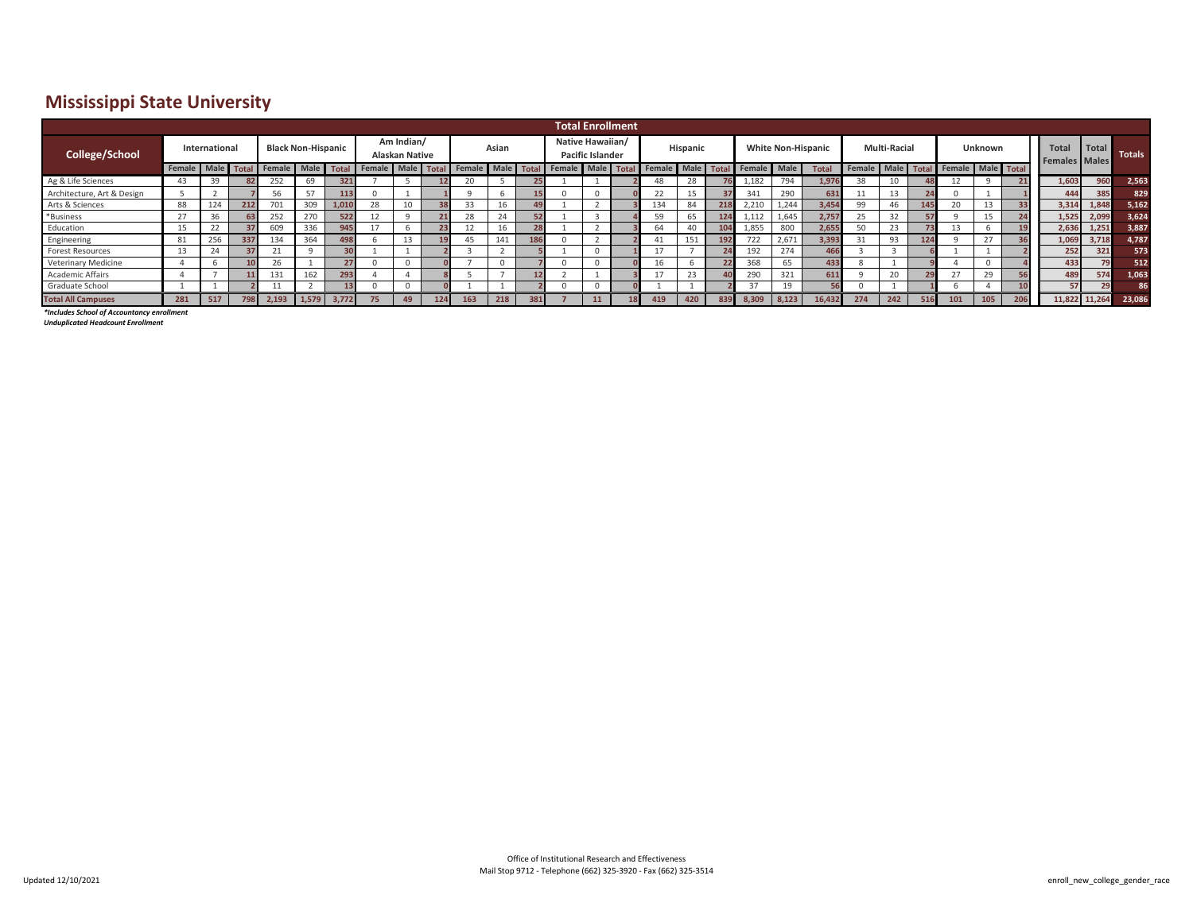# Mississippi State University

| College/School | International | | | Black Non-Hispanic | | | Am Indian/ Alaskan Native | | | Asian | | | Native Hawaiian/ Pacific Islander | | | Hispanic | | | White Non-Hispanic | | | Multi-Racial | | | Unknown | | | Total Females | Total Males | Totals |
|---|---|---|---|---|---|---|---|---|---|---|---|---|---|---|---|---|---|---|---|---|---|---|---|---|---|---|---|---|---|---|---|---|
| | **Total Enrollment** | | | | | | | | | | | | | | | | | | | | | | | | | | | | | | | |
| | Female | Male | Total | Female | Male | Total | Female | Male | Total | Female | Male | Total | Female | Male | Total | Female | Male | Total | Female | Male | Total | Female | Male | Total | Female | Male | Total | | | |
| Ag & Life Sciences | 43 | 39 | 82 | 252 | 69 | 321 | 7 | 5 | 12 | 20 | 5 | 25 | 1 | 1 | 2 | 48 | 28 | 76 | 1,182 | 794 | 1,976 | 38 | 10 | 48 | 12 | 9 | 21 | 1,603 | 960 | 2,563 |
| Architecture, Art & Design | 5 | 2 | 7 | 56 | 57 | 113 | 0 | 1 | 1 | 9 | 6 | 15 | 0 | 0 | 0 | 22 | 15 | 37 | 341 | 290 | 631 | 11 | 13 | 24 | 0 | 1 | 1 | 444 | 385 | 829 |
| Arts & Sciences | 88 | 124 | 212 | 701 | 309 | 1,010 | 28 | 10 | 38 | 33 | 16 | 49 | 1 | 2 | 3 | 134 | 84 | 218 | 2,210 | 1,244 | 3,454 | 99 | 46 | 145 | 20 | 13 | 33 | 3,314 | 1,848 | 5,162 |
| *Business | 27 | 36 | 63 | 252 | 270 | 522 | 12 | 9 | 21 | 28 | 24 | 52 | 1 | 3 | 4 | 59 | 65 | 124 | 1,112 | 1,645 | 2,757 | 25 | 32 | 57 | 9 | 15 | 24 | 1,525 | 2,099 | 3,624 |
| Education | 15 | 22 | 37 | 609 | 336 | 945 | 17 | 6 | 23 | 12 | 16 | 28 | 1 | 2 | 3 | 64 | 40 | 104 | 1,855 | 800 | 2,655 | 50 | 23 | 73 | 13 | 6 | 19 | 2,636 | 1,251 | 3,887 |
| Engineering | 81 | 256 | 337 | 134 | 364 | 498 | 6 | 13 | 19 | 45 | 141 | 186 | 0 | 2 | 2 | 41 | 151 | 192 | 722 | 2,671 | 3,393 | 31 | 93 | 124 | 9 | 27 | 36 | 1,069 | 3,718 | 4,787 |
| Forest Resources | 13 | 24 | 37 | 21 | 9 | 30 | 1 | 1 | 2 | 3 | 2 | 5 | 1 | 0 | 1 | 17 | 7 | 24 | 192 | 274 | 466 | 3 | 3 | 6 | 1 | 1 | 2 | 252 | 321 | 573 |
| Veterinary Medicine | 4 | 6 | 10 | 26 | 1 | 27 | 0 | 0 | 0 | 7 | 0 | 7 | 0 | 0 | 0 | 16 | 6 | 22 | 368 | 65 | 433 | 8 | 1 | 9 | 4 | 0 | 4 | 433 | 79 | 512 |
| Academic Affairs | 4 | 7 | 11 | 131 | 162 | 293 | 4 | 4 | 8 | 5 | 7 | 12 | 2 | 1 | 3 | 17 | 23 | 40 | 290 | 321 | 611 | 9 | 20 | 29 | 27 | 29 | 56 | 489 | 574 | 1,063 |
| Graduate School | 1 | 1 | 2 | 11 | 2 | 13 | 0 | 0 | 0 | 1 | 1 | 2 | 0 | 0 | 0 | 1 | 1 | 2 | 37 | 19 | 56 | 0 | 1 | 1 | 6 | 4 | 10 | 57 | 29 | 86 |
| **Total All Campuses** | **281** | **517** | **798** | **2,193** | **1,579** | **3,772** | **75** | **49** | **124** | **163** | **218** | **381** | **7** | **11** | **18** | **419** | **420** | **839** | **8,309** | **8,123** | **16,432** | **274** | **242** | **516** | **101** | **105** | **206** | **11,822** | **11,264** | **23,086** |

***Includes School of Accountancy enrollment***

***Unduplicated Headcount Enrollment***

Office of Institutional Research and Effectiveness
Mail Stop 9712 - Telephone (662) 325-3920 - Fax (662) 325-3514

Updated 12/10/2021

enroll_new_college_gender_race